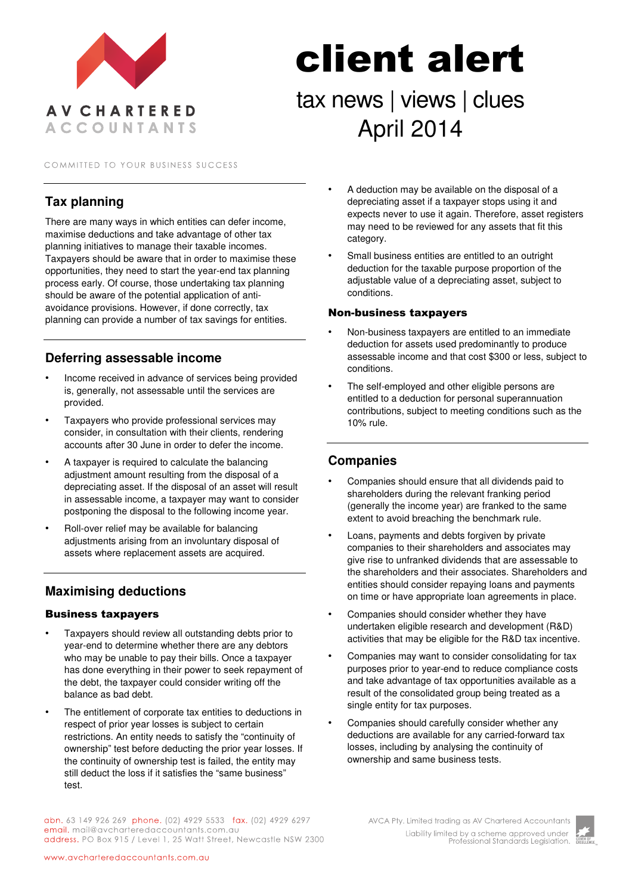# client alert

## tax news | views | clues

## April 2014

AV CHARTERED ACCOUNTANTS

COMMITTED TO YOUR BUSINESS SUCCESS

## Tax planning

There are many ways in which entities can defer income, maximise deductions and take advantage of other tax planning initiatives to manage their taxable incomes. Taxpayers should be aware that in order to maximise these opportunities, they need to start the year-end tax planning process early. Of course, those undertaking tax planning should be aware of the potential application of anti-avoidance provisions. However, if done correctly, tax planning can provide a number of tax savings for entities.

## Deferring assessable income

- Income received in advance of services being provided is, generally, not assessable until the services are provided.
- Taxpayers who provide professional services may consider, in consultation with their clients, rendering accounts after 30 June in order to defer the income.
- A taxpayer is required to calculate the balancing adjustment amount resulting from the disposal of a depreciating asset. If the disposal of an asset will result in assessable income, a taxpayer may want to consider postponing the disposal to the following income year.
- Roll-over relief may be available for balancing adjustments arising from an involuntary disposal of assets where replacement assets are acquired.

## Maximising deductions

### Business taxpayers

- Taxpayers should review all outstanding debts prior to year-end to determine whether there are any debtors who may be unable to pay their bills. Once a taxpayer has done everything in their power to seek repayment of the debt, the taxpayer could consider writing off the balance as bad debt.
- The entitlement of corporate tax entities to deductions in respect of prior year losses is subject to certain restrictions. An entity needs to satisfy the "continuity of ownership" test before deducting the prior year losses. If the continuity of ownership test is failed, the entity may still deduct the loss if it satisfies the "same business" test.
- A deduction may be available on the disposal of a depreciating asset if a taxpayer stops using it and expects never to use it again. Therefore, asset registers may need to be reviewed for any assets that fit this category.
- Small business entities are entitled to an outright deduction for the taxable purpose proportion of the adjustable value of a depreciating asset, subject to conditions.

### Non-business taxpayers

- Non-business taxpayers are entitled to an immediate deduction for assets used predominantly to produce assessable income and that cost $300 or less, subject to conditions.
- The self-employed and other eligible persons are entitled to a deduction for personal superannuation contributions, subject to meeting conditions such as the 10% rule.

## Companies

- Companies should ensure that all dividends paid to shareholders during the relevant franking period (generally the income year) are franked to the same extent to avoid breaching the benchmark rule.
- Loans, payments and debts forgiven by private companies to their shareholders and associates may give rise to unfranked dividends that are assessable to the shareholders and their associates. Shareholders and entities should consider repaying loans and payments on time or have appropriate loan agreements in place.
- Companies should consider whether they have undertaken eligible research and development (R&D) activities that may be eligible for the R&D tax incentive.
- Companies may want to consider consolidating for tax purposes prior to year-end to reduce compliance costs and take advantage of tax opportunities available as a result of the consolidated group being treated as a single entity for tax purposes.
- Companies should carefully consider whether any deductions are available for any carried-forward tax losses, including by analysing the continuity of ownership and same business tests.

abn. 63 149 926 269 phone. (02) 4929 5533 fax. (02) 4929 6297
email. mail@avcharteredaccountants.com.au
address. PO Box 915 / Level 1, 25 Watt Street, Newcastle NSW 2300

www.avcharteredaccountants.com.au

AVCA Pty. Limited trading as AV Chartered Accountants
Liability limited by a scheme approved under Professional Standards Legislation.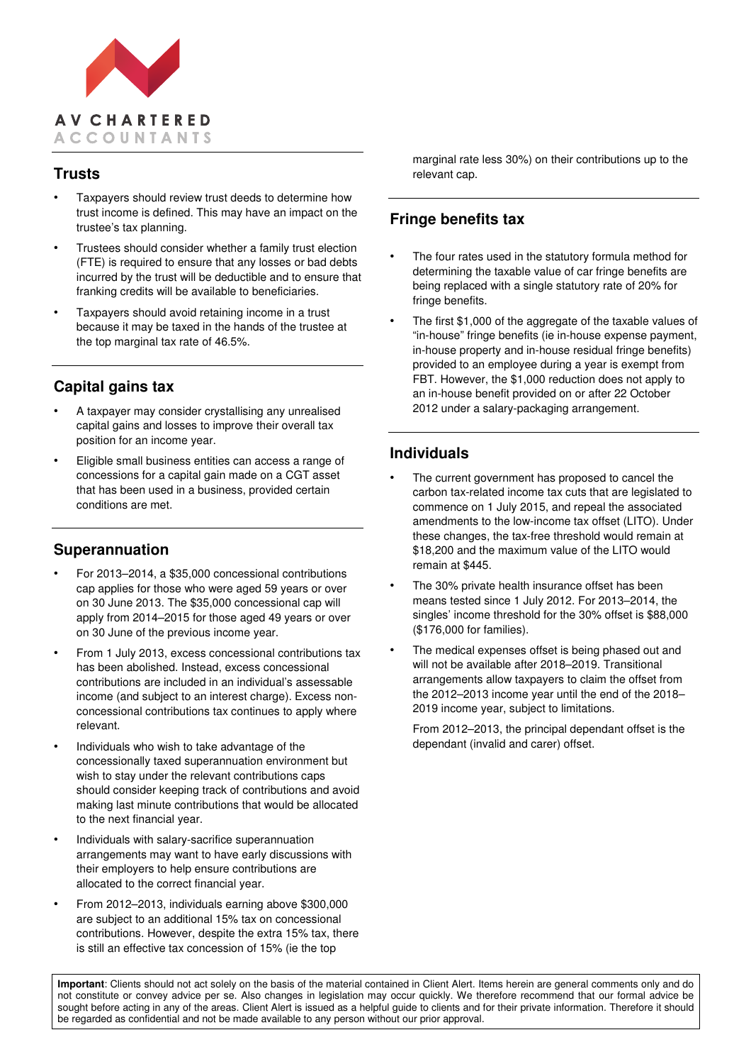AV CHARTERED ACCOUNTANTS

## Trusts

- Taxpayers should review trust deeds to determine how trust income is defined. This may have an impact on the trustee's tax planning.
- Trustees should consider whether a family trust election (FTE) is required to ensure that any losses or bad debts incurred by the trust will be deductible and to ensure that franking credits will be available to beneficiaries.
- Taxpayers should avoid retaining income in a trust because it may be taxed in the hands of the trustee at the top marginal tax rate of 46.5%.

## Capital gains tax

- A taxpayer may consider crystallising any unrealised capital gains and losses to improve their overall tax position for an income year.
- Eligible small business entities can access a range of concessions for a capital gain made on a CGT asset that has been used in a business, provided certain conditions are met.

## Superannuation

- For 2013–2014, a $35,000 concessional contributions cap applies for those who were aged 59 years or over on 30 June 2013. The $35,000 concessional cap will apply from 2014–2015 for those aged 49 years or over on 30 June of the previous income year.
- From 1 July 2013, excess concessional contributions tax has been abolished. Instead, excess concessional contributions are included in an individual's assessable income (and subject to an interest charge). Excess non-concessional contributions tax continues to apply where relevant.
- Individuals who wish to take advantage of the concessionally taxed superannuation environment but wish to stay under the relevant contributions caps should consider keeping track of contributions and avoid making last minute contributions that would be allocated to the next financial year.
- Individuals with salary-sacrifice superannuation arrangements may want to have early discussions with their employers to help ensure contributions are allocated to the correct financial year.
- From 2012–2013, individuals earning above $300,000 are subject to an additional 15% tax on concessional contributions. However, despite the extra 15% tax, there is still an effective tax concession of 15% (ie the top marginal rate less 30%) on their contributions up to the relevant cap.

## Fringe benefits tax

- The four rates used in the statutory formula method for determining the taxable value of car fringe benefits are being replaced with a single statutory rate of 20% for fringe benefits.
- The first $1,000 of the aggregate of the taxable values of "in-house" fringe benefits (ie in-house expense payment, in-house property and in-house residual fringe benefits) provided to an employee during a year is exempt from FBT. However, the $1,000 reduction does not apply to an in-house benefit provided on or after 22 October 2012 under a salary-packaging arrangement.

## Individuals

- The current government has proposed to cancel the carbon tax-related income tax cuts that are legislated to commence on 1 July 2015, and repeal the associated amendments to the low-income tax offset (LITO). Under these changes, the tax-free threshold would remain at $18,200 and the maximum value of the LITO would remain at $445.
- The 30% private health insurance offset has been means tested since 1 July 2012. For 2013–2014, the singles' income threshold for the 30% offset is $88,000 ($176,000 for families).
- The medical expenses offset is being phased out and will not be available after 2018–2019. Transitional arrangements allow taxpayers to claim the offset from the 2012–2013 income year until the end of the 2018–2019 income year, subject to limitations.

  From 2012–2013, the principal dependant offset is the dependant (invalid and carer) offset.

**Important**: Clients should not act solely on the basis of the material contained in Client Alert. Items herein are general comments only and do not constitute or convey advice per se. Also changes in legislation may occur quickly. We therefore recommend that our formal advice be sought before acting in any of the areas. Client Alert is issued as a helpful guide to clients and for their private information. Therefore it should be regarded as confidential and not be made available to any person without our prior approval.